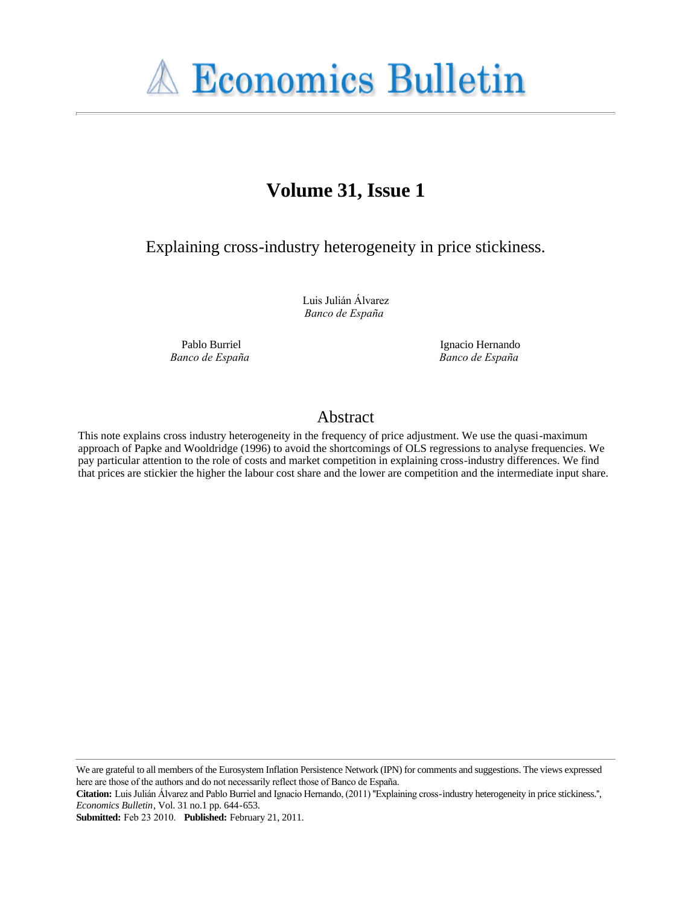# Volume 31, Issue 1

## Explaining cross-industry heterogeneity in price stickiness.

Luis Julián Álvarez
*Banco de España*

Pablo Burriel
*Banco de España*

Ignacio Hernando
*Banco de España*

## Abstract

This note explains cross industry heterogeneity in the frequency of price adjustment. We use the quasi-maximum approach of Papke and Wooldridge (1996) to avoid the shortcomings of OLS regressions to analyse frequencies. We pay particular attention to the role of costs and market competition in explaining cross-industry differences. We find that prices are stickier the higher the labour cost share and the lower are competition and the intermediate input share.

---

We are grateful to all members of the Eurosystem Inflation Persistence Network (IPN) for comments and suggestions. The views expressed here are those of the authors and do not necessarily reflect those of Banco de España.

**Citation:** Luis Julián Álvarez and Pablo Burriel and Ignacio Hernando, (2011) "Explaining cross-industry heterogeneity in price stickiness.", *Economics Bulletin*, Vol. 31 no.1 pp. 644-653.

**Submitted:** Feb 23 2010. **Published:** February 21, 2011.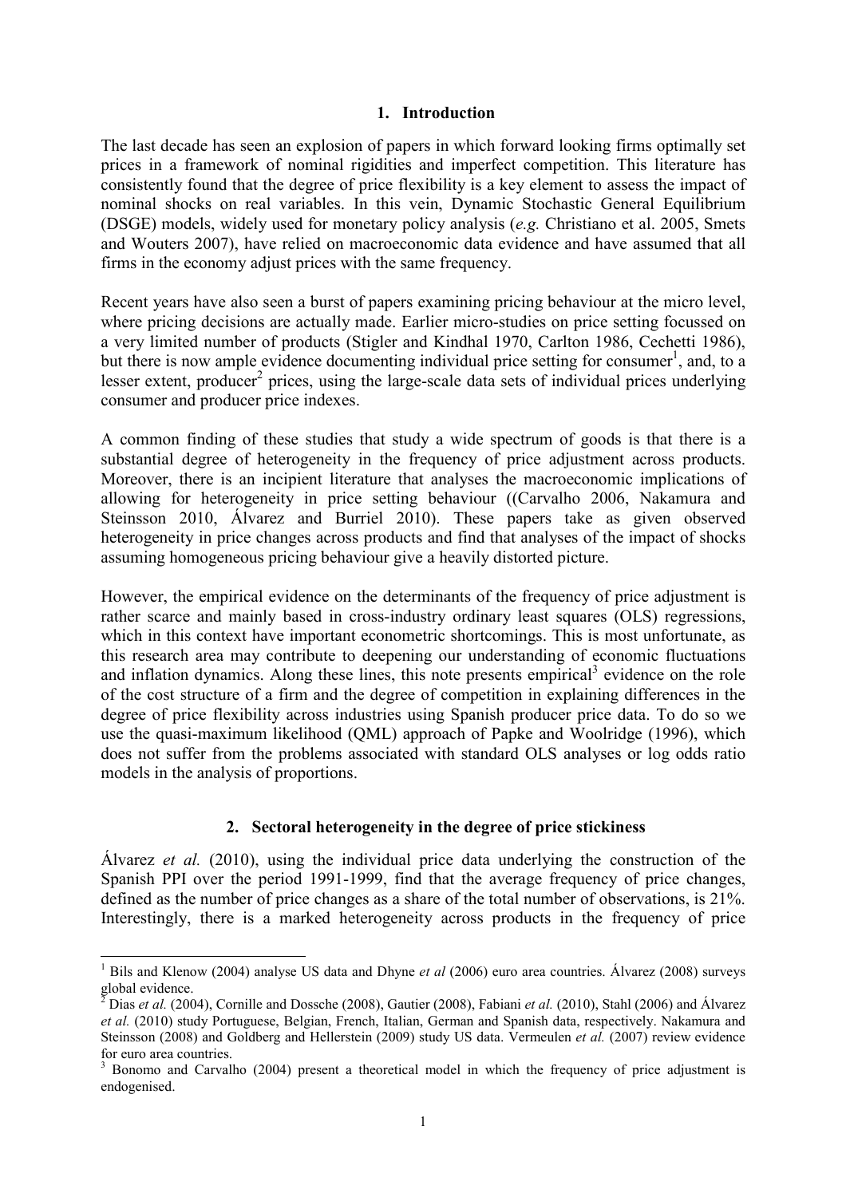## 1. Introduction

The last decade has seen an explosion of papers in which forward looking firms optimally set prices in a framework of nominal rigidities and imperfect competition. This literature has consistently found that the degree of price flexibility is a key element to assess the impact of nominal shocks on real variables. In this vein, Dynamic Stochastic General Equilibrium (DSGE) models, widely used for monetary policy analysis (*e.g.* Christiano et al. 2005, Smets and Wouters 2007), have relied on macroeconomic data evidence and have assumed that all firms in the economy adjust prices with the same frequency.

Recent years have also seen a burst of papers examining pricing behaviour at the micro level, where pricing decisions are actually made. Earlier micro-studies on price setting focussed on a very limited number of products (Stigler and Kindhal 1970, Carlton 1986, Cechetti 1986), but there is now ample evidence documenting individual price setting for consumer[1], and, to a lesser extent, producer[2] prices, using the large-scale data sets of individual prices underlying consumer and producer price indexes.

A common finding of these studies that study a wide spectrum of goods is that there is a substantial degree of heterogeneity in the frequency of price adjustment across products. Moreover, there is an incipient literature that analyses the macroeconomic implications of allowing for heterogeneity in price setting behaviour ((Carvalho 2006, Nakamura and Steinsson 2010, Álvarez and Burriel 2010). These papers take as given observed heterogeneity in price changes across products and find that analyses of the impact of shocks assuming homogeneous pricing behaviour give a heavily distorted picture.

However, the empirical evidence on the determinants of the frequency of price adjustment is rather scarce and mainly based in cross-industry ordinary least squares (OLS) regressions, which in this context have important econometric shortcomings. This is most unfortunate, as this research area may contribute to deepening our understanding of economic fluctuations and inflation dynamics. Along these lines, this note presents empirical[3] evidence on the role of the cost structure of a firm and the degree of competition in explaining differences in the degree of price flexibility across industries using Spanish producer price data. To do so we use the quasi-maximum likelihood (QML) approach of Papke and Woolridge (1996), which does not suffer from the problems associated with standard OLS analyses or log odds ratio models in the analysis of proportions.

## 2. Sectoral heterogeneity in the degree of price stickiness

Álvarez *et al.* (2010), using the individual price data underlying the construction of the Spanish PPI over the period 1991-1999, find that the average frequency of price changes, defined as the number of price changes as a share of the total number of observations, is 21%. Interestingly, there is a marked heterogeneity across products in the frequency of price

---

[1] Bils and Klenow (2004) analyse US data and Dhyne *et al* (2006) euro area countries. Álvarez (2008) surveys global evidence.

[2] Dias *et al.* (2004), Cornille and Dossche (2008), Gautier (2008), Fabiani *et al.* (2010), Stahl (2006) and Álvarez *et al.* (2010) study Portuguese, Belgian, French, Italian, German and Spanish data, respectively. Nakamura and Steinsson (2008) and Goldberg and Hellerstein (2009) study US data. Vermeulen *et al.* (2007) review evidence for euro area countries.

[3] Bonomo and Carvalho (2004) present a theoretical model in which the frequency of price adjustment is endogenised.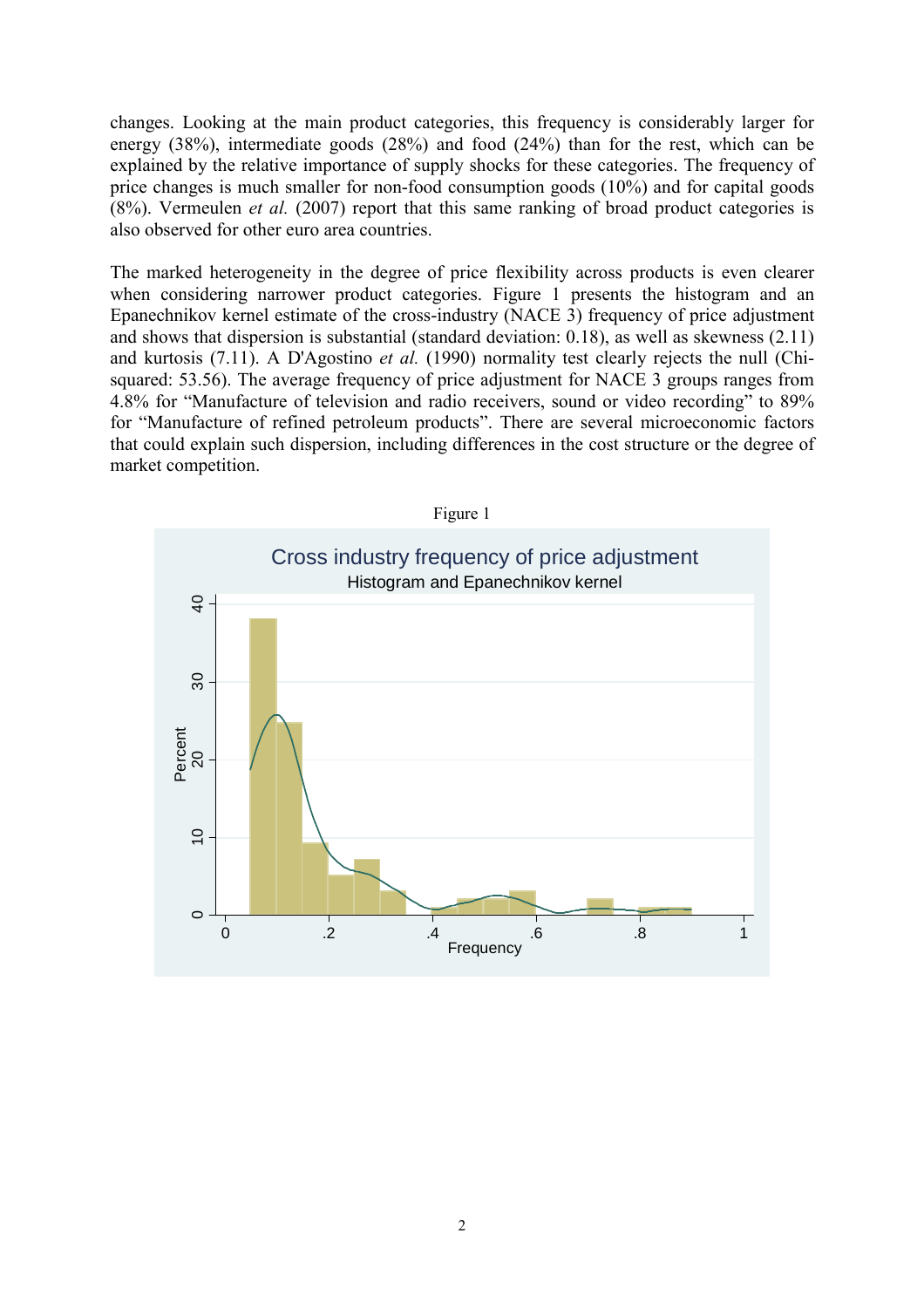changes. Looking at the main product categories, this frequency is considerably larger for energy (38%), intermediate goods (28%) and food (24%) than for the rest, which can be explained by the relative importance of supply shocks for these categories. The frequency of price changes is much smaller for non-food consumption goods (10%) and for capital goods (8%). Vermeulen *et al.* (2007) report that this same ranking of broad product categories is also observed for other euro area countries.

The marked heterogeneity in the degree of price flexibility across products is even clearer when considering narrower product categories. Figure 1 presents the histogram and an Epanechnikov kernel estimate of the cross-industry (NACE 3) frequency of price adjustment and shows that dispersion is substantial (standard deviation: 0.18), as well as skewness (2.11) and kurtosis (7.11). A D'Agostino *et al.* (1990) normality test clearly rejects the null (Chi-squared: 53.56). The average frequency of price adjustment for NACE 3 groups ranges from 4.8% for "Manufacture of television and radio receivers, sound or video recording" to 89% for "Manufacture of refined petroleum products". There are several microeconomic factors that could explain such dispersion, including differences in the cost structure or the degree of market competition.

Figure 1

Cross industry frequency of price adjustment
Histogram and Epanechnikov kernel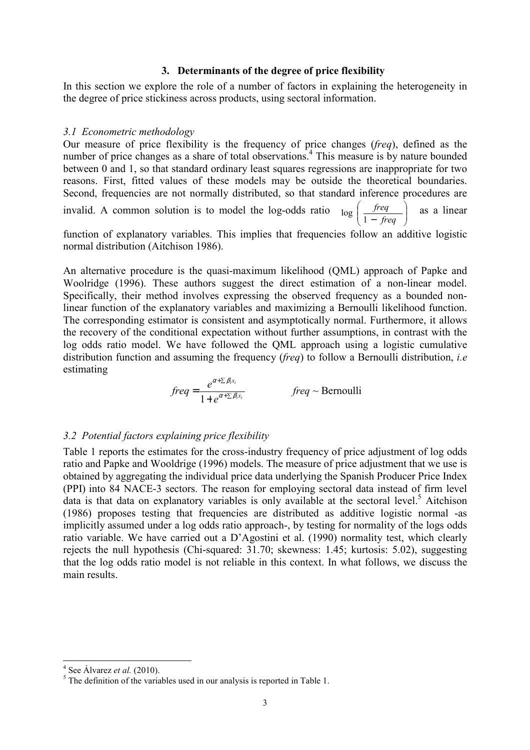## 3. Determinants of the degree of price flexibility

In this section we explore the role of a number of factors in explaining the heterogeneity in the degree of price stickiness across products, using sectoral information.

### *3.1 Econometric methodology*

Our measure of price flexibility is the frequency of price changes (*freq*), defined as the number of price changes as a share of total observations.[4] This measure is by nature bounded between 0 and 1, so that standard ordinary least squares regressions are inappropriate for two reasons. First, fitted values of these models may be outside the theoretical boundaries. Second, frequencies are not normally distributed, so that standard inference procedures are invalid. A common solution is to model the log-odds ratio $\log\left(\frac{freq}{1-freq}\right)$ as a linear function of explanatory variables. This implies that frequencies follow an additive logistic normal distribution (Aitchison 1986).

An alternative procedure is the quasi-maximum likelihood (QML) approach of Papke and Woolridge (1996). These authors suggest the direct estimation of a non-linear model. Specifically, their method involves expressing the observed frequency as a bounded non-linear function of the explanatory variables and maximizing a Bernoulli likelihood function. The corresponding estimator is consistent and asymptotically normal. Furthermore, it allows the recovery of the conditional expectation without further assumptions, in contrast with the log odds ratio model. We have followed the QML approach using a logistic cumulative distribution function and assuming the frequency (*freq*) to follow a Bernoulli distribution, *i.e* estimating

$$freq = \frac{e^{\alpha + \sum \beta_i x_i}}{1 + e^{\alpha + \sum \beta_i x_i}} \qquad freq \sim \text{Bernoulli}$$

### *3.2 Potential factors explaining price flexibility*

Table 1 reports the estimates for the cross-industry frequency of price adjustment of log odds ratio and Papke and Wooldrige (1996) models. The measure of price adjustment that we use is obtained by aggregating the individual price data underlying the Spanish Producer Price Index (PPI) into 84 NACE-3 sectors. The reason for employing sectoral data instead of firm level data is that data on explanatory variables is only available at the sectoral level.[5] Aitchison (1986) proposes testing that frequencies are distributed as additive logistic normal -as implicitly assumed under a log odds ratio approach-, by testing for normality of the logs odds ratio variable. We have carried out a D'Agostini et al. (1990) normality test, which clearly rejects the null hypothesis (Chi-squared: 31.70; skewness: 1.45; kurtosis: 5.02), suggesting that the log odds ratio model is not reliable in this context. In what follows, we discuss the main results.

---

[4] See Álvarez *et al.* (2010).

[5] The definition of the variables used in our analysis is reported in Table 1.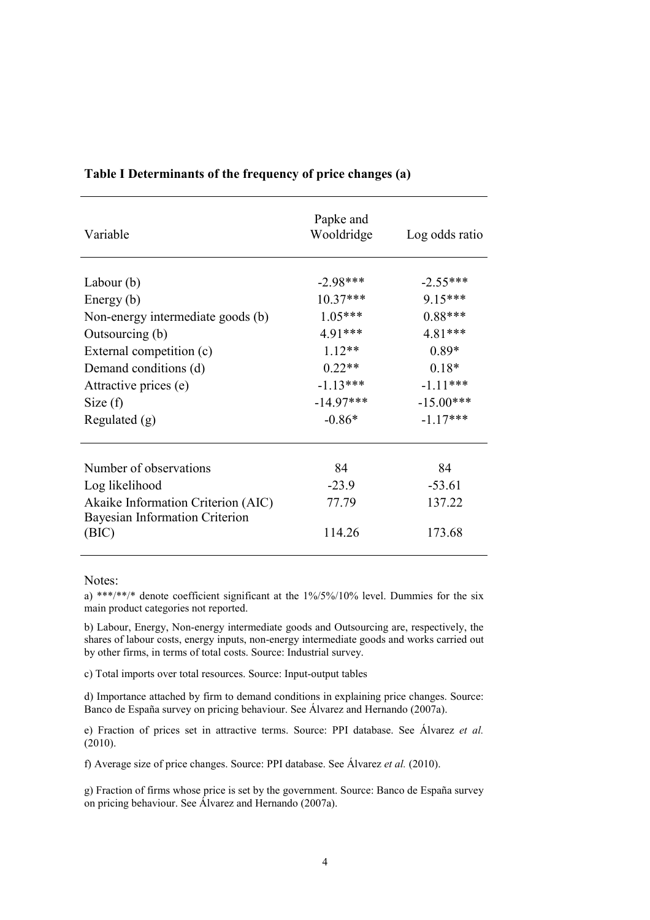**Table I Determinants of the frequency of price changes (a)**

| Variable | Papke and Wooldridge | Log odds ratio |
|---|---|---|
| Labour (b) | -2.98*** | -2.55*** |
| Energy (b) | 10.37*** | 9.15*** |
| Non-energy intermediate goods (b) | 1.05*** | 0.88*** |
| Outsourcing (b) | 4.91*** | 4.81*** |
| External competition (c) | 1.12** | 0.89* |
| Demand conditions (d) | 0.22** | 0.18* |
| Attractive prices (e) | -1.13*** | -1.11*** |
| Size (f) | -14.97*** | -15.00*** |
| Regulated (g) | -0.86* | -1.17*** |
| Number of observations | 84 | 84 |
| Log likelihood | -23.9 | -53.61 |
| Akaike Information Criterion (AIC) | 77.79 | 137.22 |
| Bayesian Information Criterion (BIC) | 114.26 | 173.68 |

Notes:

a) ***/**/* denote coefficient significant at the 1%/5%/10% level. Dummies for the six main product categories not reported.

b) Labour, Energy, Non-energy intermediate goods and Outsourcing are, respectively, the shares of labour costs, energy inputs, non-energy intermediate goods and works carried out by other firms, in terms of total costs. Source: Industrial survey.

c) Total imports over total resources. Source: Input-output tables

d) Importance attached by firm to demand conditions in explaining price changes. Source: Banco de España survey on pricing behaviour. See Álvarez and Hernando (2007a).

e) Fraction of prices set in attractive terms. Source: PPI database. See Álvarez *et al.* (2010).

f) Average size of price changes. Source: PPI database. See Álvarez *et al.* (2010).

g) Fraction of firms whose price is set by the government. Source: Banco de España survey on pricing behaviour. See Álvarez and Hernando (2007a).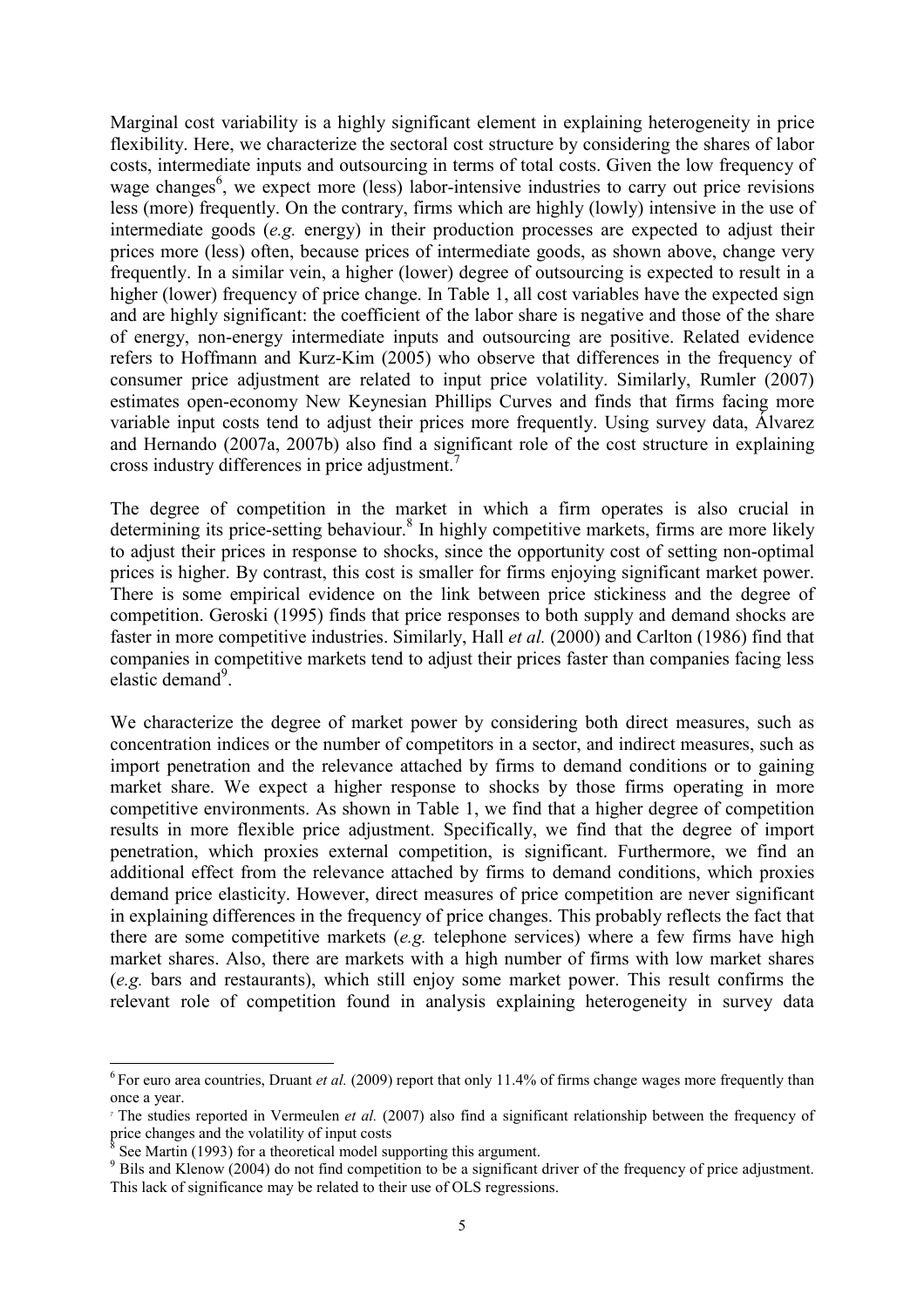Marginal cost variability is a highly significant element in explaining heterogeneity in price flexibility. Here, we characterize the sectoral cost structure by considering the shares of labor costs, intermediate inputs and outsourcing in terms of total costs. Given the low frequency of wage changes[6], we expect more (less) labor-intensive industries to carry out price revisions less (more) frequently. On the contrary, firms which are highly (lowly) intensive in the use of intermediate goods (*e.g.* energy) in their production processes are expected to adjust their prices more (less) often, because prices of intermediate goods, as shown above, change very frequently. In a similar vein, a higher (lower) degree of outsourcing is expected to result in a higher (lower) frequency of price change. In Table 1, all cost variables have the expected sign and are highly significant: the coefficient of the labor share is negative and those of the share of energy, non-energy intermediate inputs and outsourcing are positive. Related evidence refers to Hoffmann and Kurz-Kim (2005) who observe that differences in the frequency of consumer price adjustment are related to input price volatility. Similarly, Rumler (2007) estimates open-economy New Keynesian Phillips Curves and finds that firms facing more variable input costs tend to adjust their prices more frequently. Using survey data, Álvarez and Hernando (2007a, 2007b) also find a significant role of the cost structure in explaining cross industry differences in price adjustment.[7]

The degree of competition in the market in which a firm operates is also crucial in determining its price-setting behaviour.[8] In highly competitive markets, firms are more likely to adjust their prices in response to shocks, since the opportunity cost of setting non-optimal prices is higher. By contrast, this cost is smaller for firms enjoying significant market power. There is some empirical evidence on the link between price stickiness and the degree of competition. Geroski (1995) finds that price responses to both supply and demand shocks are faster in more competitive industries. Similarly, Hall *et al.* (2000) and Carlton (1986) find that companies in competitive markets tend to adjust their prices faster than companies facing less elastic demand[9].

We characterize the degree of market power by considering both direct measures, such as concentration indices or the number of competitors in a sector, and indirect measures, such as import penetration and the relevance attached by firms to demand conditions or to gaining market share. We expect a higher response to shocks by those firms operating in more competitive environments. As shown in Table 1, we find that a higher degree of competition results in more flexible price adjustment. Specifically, we find that the degree of import penetration, which proxies external competition, is significant. Furthermore, we find an additional effect from the relevance attached by firms to demand conditions, which proxies demand price elasticity. However, direct measures of price competition are never significant in explaining differences in the frequency of price changes. This probably reflects the fact that there are some competitive markets (*e.g.* telephone services) where a few firms have high market shares. Also, there are markets with a high number of firms with low market shares (*e.g.* bars and restaurants), which still enjoy some market power. This result confirms the relevant role of competition found in analysis explaining heterogeneity in survey data

---

[6] For euro area countries, Druant *et al.* (2009) report that only 11.4% of firms change wages more frequently than once a year.

[7] The studies reported in Vermeulen *et al.* (2007) also find a significant relationship between the frequency of price changes and the volatility of input costs

[8] See Martin (1993) for a theoretical model supporting this argument.

[9] Bils and Klenow (2004) do not find competition to be a significant driver of the frequency of price adjustment. This lack of significance may be related to their use of OLS regressions.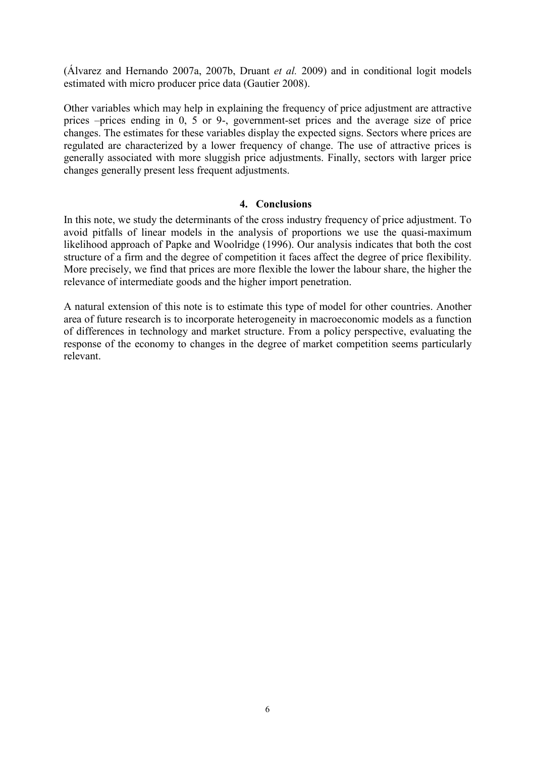(Álvarez and Hernando 2007a, 2007b, Druant *et al.* 2009) and in conditional logit models estimated with micro producer price data (Gautier 2008).

Other variables which may help in explaining the frequency of price adjustment are attractive prices –prices ending in 0, 5 or 9-, government-set prices and the average size of price changes. The estimates for these variables display the expected signs. Sectors where prices are regulated are characterized by a lower frequency of change. The use of attractive prices is generally associated with more sluggish price adjustments. Finally, sectors with larger price changes generally present less frequent adjustments.

## 4. Conclusions

In this note, we study the determinants of the cross industry frequency of price adjustment. To avoid pitfalls of linear models in the analysis of proportions we use the quasi-maximum likelihood approach of Papke and Woolridge (1996). Our analysis indicates that both the cost structure of a firm and the degree of competition it faces affect the degree of price flexibility. More precisely, we find that prices are more flexible the lower the labour share, the higher the relevance of intermediate goods and the higher import penetration.

A natural extension of this note is to estimate this type of model for other countries. Another area of future research is to incorporate heterogeneity in macroeconomic models as a function of differences in technology and market structure. From a policy perspective, evaluating the response of the economy to changes in the degree of market competition seems particularly relevant.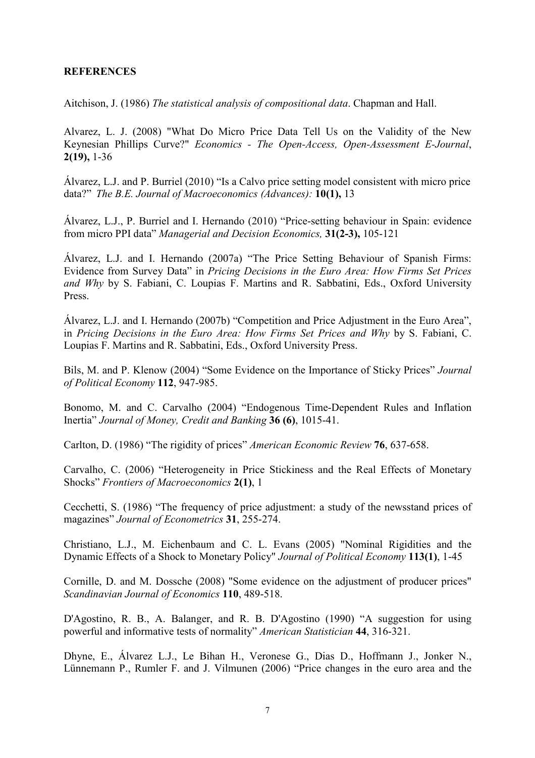**REFERENCES**

Aitchison, J. (1986) *The statistical analysis of compositional data*. Chapman and Hall.

Alvarez, L. J. (2008) "What Do Micro Price Data Tell Us on the Validity of the New Keynesian Phillips Curve?" *Economics - The Open-Access, Open-Assessment E-Journal*, **2(19),** 1-36

Álvarez, L.J. and P. Burriel (2010) "Is a Calvo price setting model consistent with micro price data?" *The B.E. Journal of Macroeconomics (Advances):* **10(1),** 13

Álvarez, L.J., P. Burriel and I. Hernando (2010) "Price-setting behaviour in Spain: evidence from micro PPI data" *Managerial and Decision Economics,* **31(2-3),** 105-121

Álvarez, L.J. and I. Hernando (2007a) "The Price Setting Behaviour of Spanish Firms: Evidence from Survey Data" in *Pricing Decisions in the Euro Area: How Firms Set Prices and Why* by S. Fabiani, C. Loupias F. Martins and R. Sabbatini, Eds., Oxford University Press.

Álvarez, L.J. and I. Hernando (2007b) "Competition and Price Adjustment in the Euro Area", in *Pricing Decisions in the Euro Area: How Firms Set Prices and Why* by S. Fabiani, C. Loupias F. Martins and R. Sabbatini, Eds., Oxford University Press.

Bils, M. and P. Klenow (2004) "Some Evidence on the Importance of Sticky Prices" *Journal of Political Economy* **112**, 947-985.

Bonomo, M. and C. Carvalho (2004) "Endogenous Time-Dependent Rules and Inflation Inertia" *Journal of Money, Credit and Banking* **36 (6)**, 1015-41.

Carlton, D. (1986) "The rigidity of prices" *American Economic Review* **76**, 637-658.

Carvalho, C. (2006) "Heterogeneity in Price Stickiness and the Real Effects of Monetary Shocks" *Frontiers of Macroeconomics* **2(1)**, 1

Cecchetti, S. (1986) "The frequency of price adjustment: a study of the newsstand prices of magazines" *Journal of Econometrics* **31**, 255-274.

Christiano, L.J., M. Eichenbaum and C. L. Evans (2005) "Nominal Rigidities and the Dynamic Effects of a Shock to Monetary Policy" *Journal of Political Economy* **113(1)**, 1-45

Cornille, D. and M. Dossche (2008) "Some evidence on the adjustment of producer prices" *Scandinavian Journal of Economics* **110**, 489-518.

D'Agostino, R. B., A. Balanger, and R. B. D'Agostino (1990) "A suggestion for using powerful and informative tests of normality" *American Statistician* **44**, 316-321.

Dhyne, E., Álvarez L.J., Le Bihan H., Veronese G., Dias D., Hoffmann J., Jonker N., Lünnemann P., Rumler F. and J. Vilmunen (2006) "Price changes in the euro area and the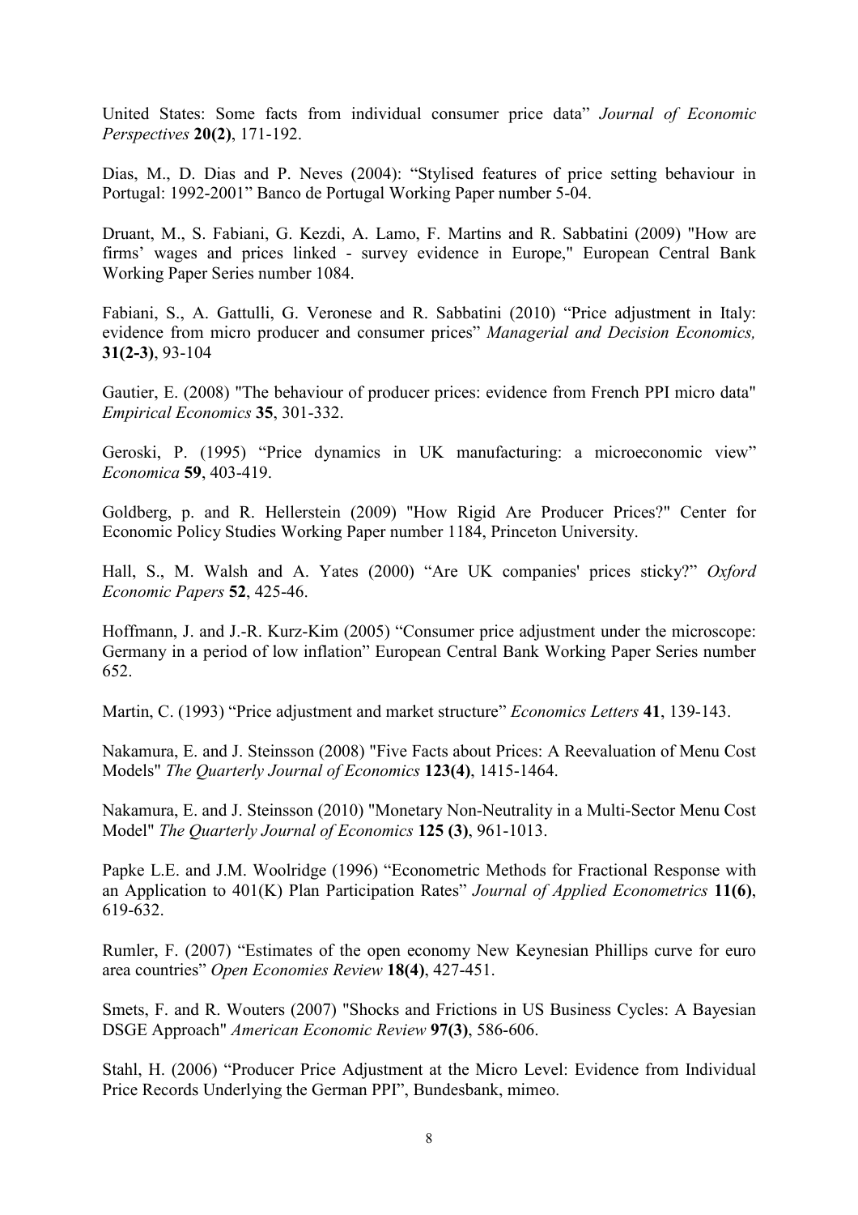United States: Some facts from individual consumer price data" *Journal of Economic Perspectives* **20(2)**, 171-192.

Dias, M., D. Dias and P. Neves (2004): "Stylised features of price setting behaviour in Portugal: 1992-2001" Banco de Portugal Working Paper number 5-04.

Druant, M., S. Fabiani, G. Kezdi, A. Lamo, F. Martins and R. Sabbatini (2009) "How are firms' wages and prices linked - survey evidence in Europe," European Central Bank Working Paper Series number 1084.

Fabiani, S., A. Gattulli, G. Veronese and R. Sabbatini (2010) "Price adjustment in Italy: evidence from micro producer and consumer prices" *Managerial and Decision Economics,* **31(2-3)**, 93-104

Gautier, E. (2008) "The behaviour of producer prices: evidence from French PPI micro data" *Empirical Economics* **35**, 301-332.

Geroski, P. (1995) "Price dynamics in UK manufacturing: a microeconomic view" *Economica* **59**, 403-419.

Goldberg, p. and R. Hellerstein (2009) "How Rigid Are Producer Prices?" Center for Economic Policy Studies Working Paper number 1184, Princeton University.

Hall, S., M. Walsh and A. Yates (2000) "Are UK companies' prices sticky?" *Oxford Economic Papers* **52**, 425-46.

Hoffmann, J. and J.-R. Kurz-Kim (2005) "Consumer price adjustment under the microscope: Germany in a period of low inflation" European Central Bank Working Paper Series number 652.

Martin, C. (1993) "Price adjustment and market structure" *Economics Letters* **41**, 139-143.

Nakamura, E. and J. Steinsson (2008) "Five Facts about Prices: A Reevaluation of Menu Cost Models" *The Quarterly Journal of Economics* **123(4)**, 1415-1464.

Nakamura, E. and J. Steinsson (2010) "Monetary Non-Neutrality in a Multi-Sector Menu Cost Model" *The Quarterly Journal of Economics* **125 (3)**, 961-1013.

Papke L.E. and J.M. Woolridge (1996) "Econometric Methods for Fractional Response with an Application to 401(K) Plan Participation Rates" *Journal of Applied Econometrics* **11(6)**, 619-632.

Rumler, F. (2007) "Estimates of the open economy New Keynesian Phillips curve for euro area countries" *Open Economies Review* **18(4)**, 427-451.

Smets, F. and R. Wouters (2007) "Shocks and Frictions in US Business Cycles: A Bayesian DSGE Approach" *American Economic Review* **97(3)**, 586-606.

Stahl, H. (2006) "Producer Price Adjustment at the Micro Level: Evidence from Individual Price Records Underlying the German PPI", Bundesbank, mimeo.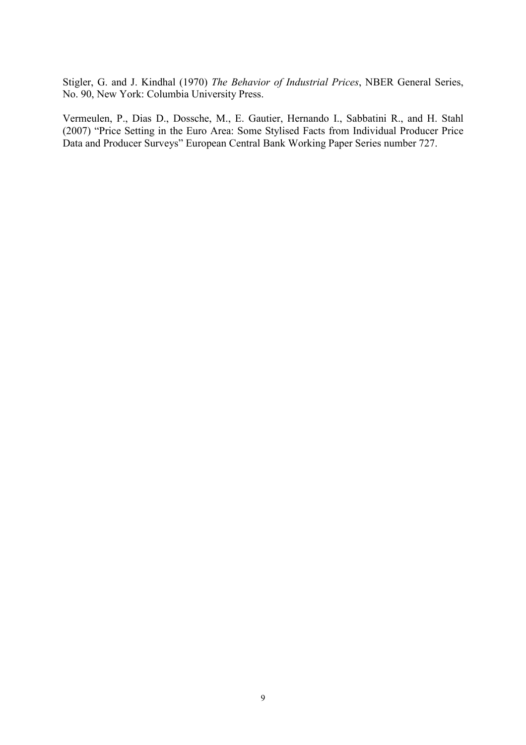Stigler, G. and J. Kindhal (1970) *The Behavior of Industrial Prices*, NBER General Series, No. 90, New York: Columbia University Press.

Vermeulen, P., Dias D., Dossche, M., E. Gautier, Hernando I., Sabbatini R., and H. Stahl (2007) "Price Setting in the Euro Area: Some Stylised Facts from Individual Producer Price Data and Producer Surveys" European Central Bank Working Paper Series number 727.